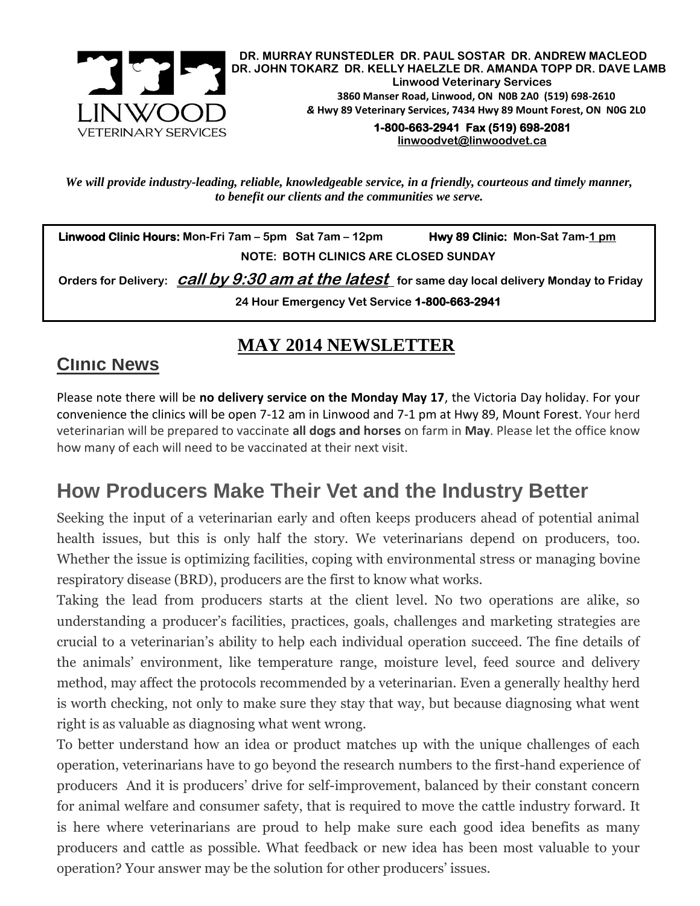**DR. MURRAY RUNSTEDLER DR. PAUL SOSTAR DR. ANDREW MACLEOD**
**DR. JOHN TOKARZ DR. KELLY HAELZLE DR. AMANDA TOPP DR. DAVE LAMB**
**Linwood Veterinary Services**
**3860 Manser Road, Linwood, ON N0B 2A0 (519) 698-2610**
***& Hwy 89 Veterinary Services, 7434 Hwy 89 Mount Forest, ON N0G 2L0***
**1-800-663-2941 Fax (519) 698-2081**
**linwoodvet@linwoodvet.ca**

LINWOOD
VETERINARY SERVICES

***We will provide industry-leading, reliable, knowledgeable service, in a friendly, courteous and timely manner, to benefit our clients and the communities we serve.***

**Linwood Clinic Hours:** Mon-Fri 7am – 5pm Sat 7am – 12pm **Hwy 89 Clinic:** Mon-Sat 7am-1 pm

**NOTE: BOTH CLINICS ARE CLOSED SUNDAY**

**Orders for Delivery:** ***call by 9:30 am at the latest*** **for same day local delivery Monday to Friday**

**24 Hour Emergency Vet Service 1-800-663-2941**

# MAY 2014 NEWSLETTER

## Clinic News

Please note there will be **no delivery service on the Monday May 17**, the Victoria Day holiday. For your convenience the clinics will be open 7-12 am in Linwood and 7-1 pm at Hwy 89, Mount Forest. Your herd veterinarian will be prepared to vaccinate **all dogs and horses** on farm in **May**. Please let the office know how many of each will need to be vaccinated at their next visit.

## How Producers Make Their Vet and the Industry Better

Seeking the input of a veterinarian early and often keeps producers ahead of potential animal health issues, but this is only half the story. We veterinarians depend on producers, too. Whether the issue is optimizing facilities, coping with environmental stress or managing bovine respiratory disease (BRD), producers are the first to know what works.

Taking the lead from producers starts at the client level. No two operations are alike, so understanding a producer's facilities, practices, goals, challenges and marketing strategies are crucial to a veterinarian's ability to help each individual operation succeed. The fine details of the animals' environment, like temperature range, moisture level, feed source and delivery method, may affect the protocols recommended by a veterinarian. Even a generally healthy herd is worth checking, not only to make sure they stay that way, but because diagnosing what went right is as valuable as diagnosing what went wrong.

To better understand how an idea or product matches up with the unique challenges of each operation, veterinarians have to go beyond the research numbers to the first-hand experience of producers And it is producers' drive for self-improvement, balanced by their constant concern for animal welfare and consumer safety, that is required to move the cattle industry forward. It is here where veterinarians are proud to help make sure each good idea benefits as many producers and cattle as possible. What feedback or new idea has been most valuable to your operation? Your answer may be the solution for other producers' issues.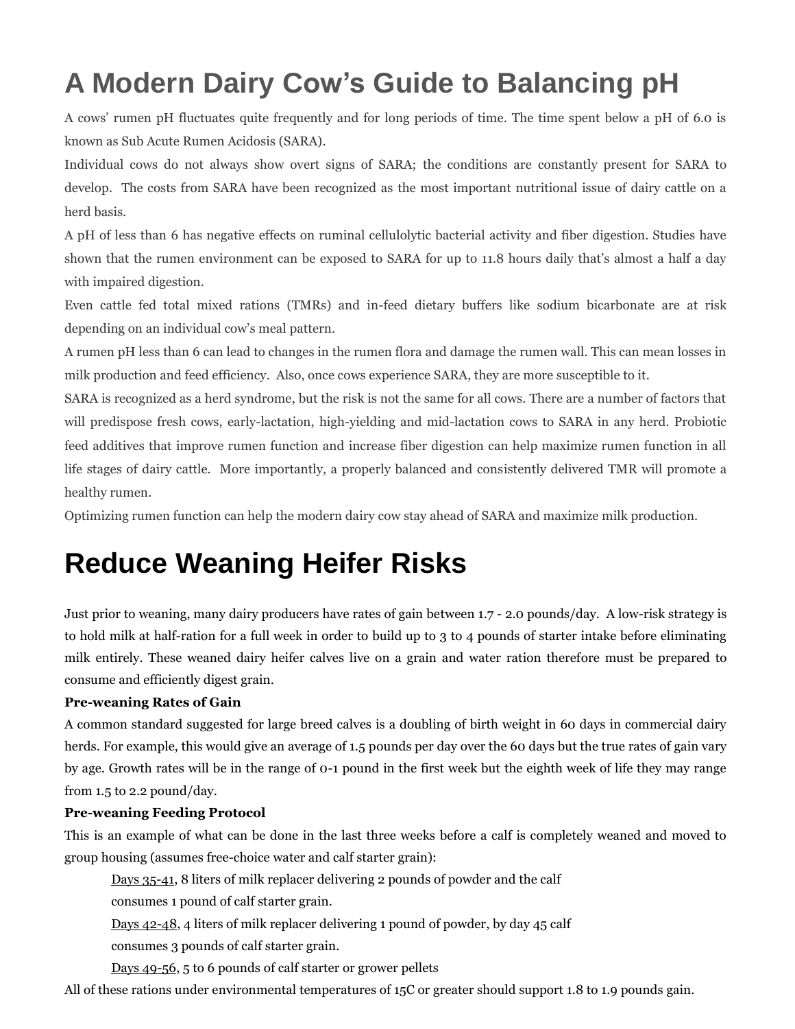# A Modern Dairy Cow's Guide to Balancing pH

A cows' rumen pH fluctuates quite frequently and for long periods of time. The time spent below a pH of 6.0 is known as Sub Acute Rumen Acidosis (SARA).

Individual cows do not always show overt signs of SARA; the conditions are constantly present for SARA to develop. The costs from SARA have been recognized as the most important nutritional issue of dairy cattle on a herd basis.

A pH of less than 6 has negative effects on ruminal cellulolytic bacterial activity and fiber digestion. Studies have shown that the rumen environment can be exposed to SARA for up to 11.8 hours daily that's almost a half a day with impaired digestion.

Even cattle fed total mixed rations (TMRs) and in-feed dietary buffers like sodium bicarbonate are at risk depending on an individual cow's meal pattern.

A rumen pH less than 6 can lead to changes in the rumen flora and damage the rumen wall. This can mean losses in milk production and feed efficiency. Also, once cows experience SARA, they are more susceptible to it.

SARA is recognized as a herd syndrome, but the risk is not the same for all cows. There are a number of factors that will predispose fresh cows, early-lactation, high-yielding and mid-lactation cows to SARA in any herd. Probiotic feed additives that improve rumen function and increase fiber digestion can help maximize rumen function in all life stages of dairy cattle. More importantly, a properly balanced and consistently delivered TMR will promote a healthy rumen.

Optimizing rumen function can help the modern dairy cow stay ahead of SARA and maximize milk production.

# Reduce Weaning Heifer Risks

Just prior to weaning, many dairy producers have rates of gain between 1.7 - 2.0 pounds/day. A low-risk strategy is to hold milk at half-ration for a full week in order to build up to 3 to 4 pounds of starter intake before eliminating milk entirely. These weaned dairy heifer calves live on a grain and water ration therefore must be prepared to consume and efficiently digest grain.

**Pre-weaning Rates of Gain**

A common standard suggested for large breed calves is a doubling of birth weight in 60 days in commercial dairy herds. For example, this would give an average of 1.5 pounds per day over the 60 days but the true rates of gain vary by age. Growth rates will be in the range of 0-1 pound in the first week but the eighth week of life they may range from 1.5 to 2.2 pound/day.

**Pre-weaning Feeding Protocol**

This is an example of what can be done in the last three weeks before a calf is completely weaned and moved to group housing (assumes free-choice water and calf starter grain):

Days 35-41, 8 liters of milk replacer delivering 2 pounds of powder and the calf consumes 1 pound of calf starter grain.

Days 42-48, 4 liters of milk replacer delivering 1 pound of powder, by day 45 calf consumes 3 pounds of calf starter grain.

Days 49-56, 5 to 6 pounds of calf starter or grower pellets

All of these rations under environmental temperatures of 15C or greater should support 1.8 to 1.9 pounds gain.